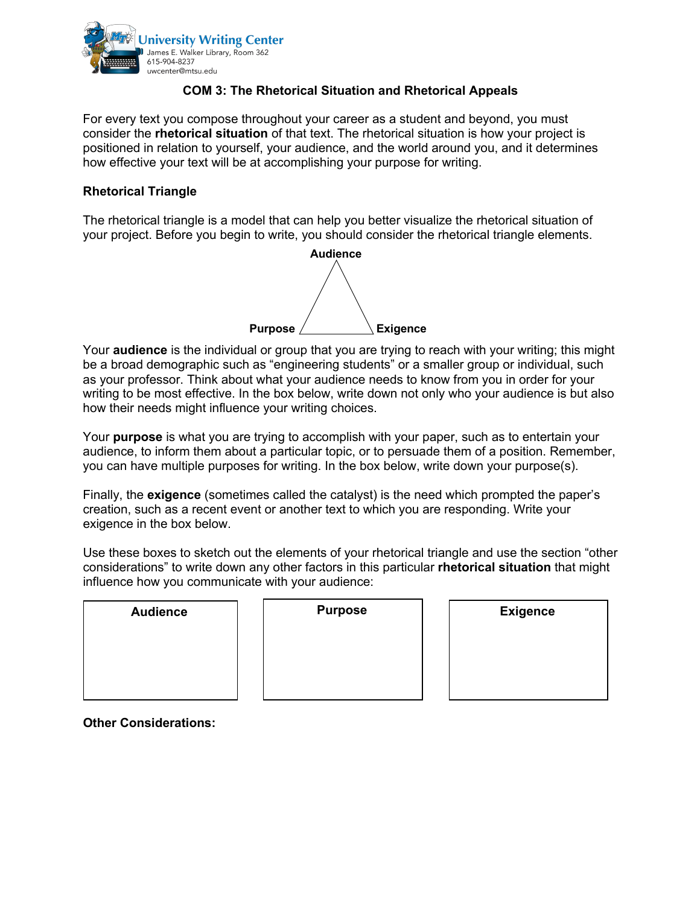University Writing Center
James E. Walker Library, Room 362
615-904-8237
uwcenter@mtsu.edu

# COM 3: The Rhetorical Situation and Rhetorical Appeals

For every text you compose throughout your career as a student and beyond, you must consider the **rhetorical situation** of that text. The rhetorical situation is how your project is positioned in relation to yourself, your audience, and the world around you, and it determines how effective your text will be at accomplishing your purpose for writing.

## Rhetorical Triangle

The rhetorical triangle is a model that can help you better visualize the rhetorical situation of your project. Before you begin to write, you should consider the rhetorical triangle elements.

**Audience**

**Purpose** **Exigence**

Your **audience** is the individual or group that you are trying to reach with your writing; this might be a broad demographic such as "engineering students" or a smaller group or individual, such as your professor. Think about what your audience needs to know from you in order for your writing to be most effective. In the box below, write down not only who your audience is but also how their needs might influence your writing choices.

Your **purpose** is what you are trying to accomplish with your paper, such as to entertain your audience, to inform them about a particular topic, or to persuade them of a position. Remember, you can have multiple purposes for writing. In the box below, write down your purpose(s).

Finally, the **exigence** (sometimes called the catalyst) is the need which prompted the paper's creation, such as a recent event or another text to which you are responding. Write your exigence in the box below.

Use these boxes to sketch out the elements of your rhetorical triangle and use the section "other considerations" to write down any other factors in this particular **rhetorical situation** that might influence how you communicate with your audience:

| Audience | Purpose | Exigence |
| --- | --- | --- |
| | | |

**Other Considerations:**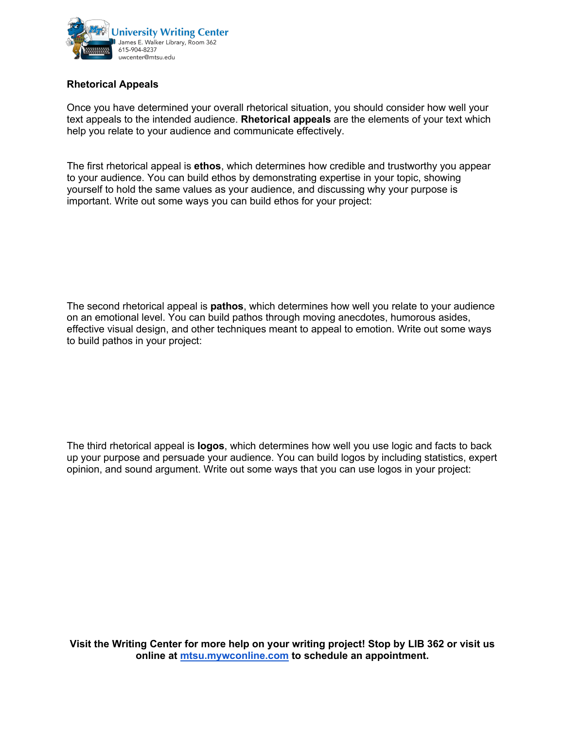University Writing Center
James E. Walker Library, Room 362
615-904-8237
uwcenter@mtsu.edu

**Rhetorical Appeals**

Once you have determined your overall rhetorical situation, you should consider how well your text appeals to the intended audience. **Rhetorical appeals** are the elements of your text which help you relate to your audience and communicate effectively.

The first rhetorical appeal is **ethos**, which determines how credible and trustworthy you appear to your audience. You can build ethos by demonstrating expertise in your topic, showing yourself to hold the same values as your audience, and discussing why your purpose is important. Write out some ways you can build ethos for your project:

The second rhetorical appeal is **pathos**, which determines how well you relate to your audience on an emotional level. You can build pathos through moving anecdotes, humorous asides, effective visual design, and other techniques meant to appeal to emotion. Write out some ways to build pathos in your project:

The third rhetorical appeal is **logos**, which determines how well you use logic and facts to back up your purpose and persuade your audience. You can build logos by including statistics, expert opinion, and sound argument. Write out some ways that you can use logos in your project:

**Visit the Writing Center for more help on your writing project! Stop by LIB 362 or visit us online at [mtsu.mywconline.com](mtsu.mywconline.com) to schedule an appointment.**